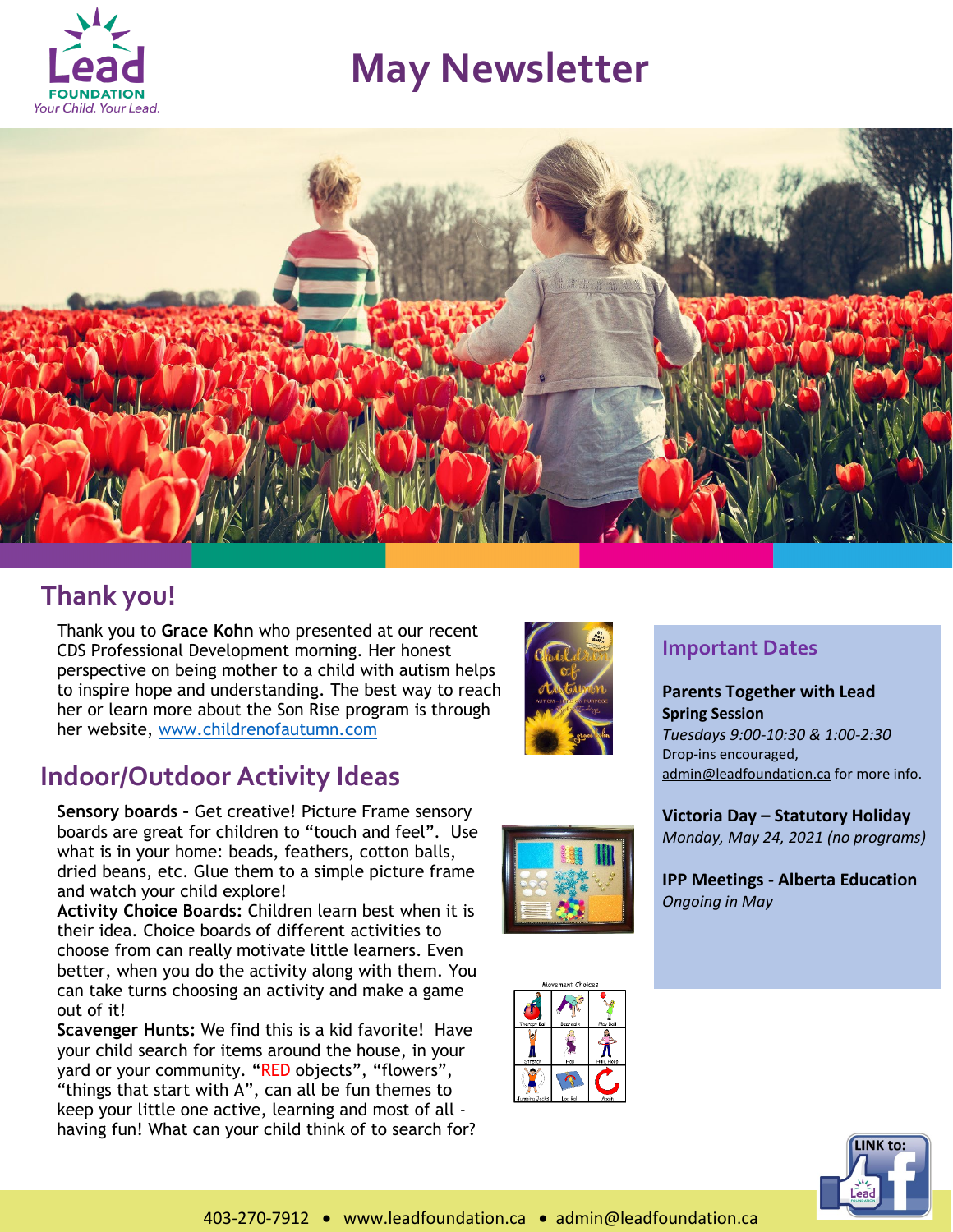Lead FOUNDATION
*Your Child. Your Lead.*

# May Newsletter

## Thank you!

Thank you to **Grace Kohn** who presented at our recent CDS Professional Development morning. Her honest perspective on being mother to a child with autism helps to inspire hope and understanding. The best way to reach her or learn more about the Son Rise program is through her website, www.childrenofautumn.com

## Indoor/Outdoor Activity Ideas

**Sensory boards** - Get creative! Picture Frame sensory boards are great for children to "touch and feel". Use what is in your home: beads, feathers, cotton balls, dried beans, etc. Glue them to a simple picture frame and watch your child explore!

**Activity Choice Boards:** Children learn best when it is their idea. Choice boards of different activities to choose from can really motivate little learners. Even better, when you do the activity along with them. You can take turns choosing an activity and make a game out of it!

**Scavenger Hunts:** We find this is a kid favorite! Have your child search for items around the house, in your yard or your community. "RED objects", "flowers", "things that start with A", can all be fun themes to keep your little one active, learning and most of all - having fun! What can your child think of to search for?

## Important Dates

**Parents Together with Lead Spring Session**
*Tuesdays 9:00-10:30 & 1:00-2:30*
Drop-ins encouraged, admin@leadfoundation.ca for more info.

**Victoria Day – Statutory Holiday**
*Monday, May 24, 2021 (no programs)*

**IPP Meetings - Alberta Education**
*Ongoing in May*

LINK to: Facebook

403-270-7912 • www.leadfoundation.ca • admin@leadfoundation.ca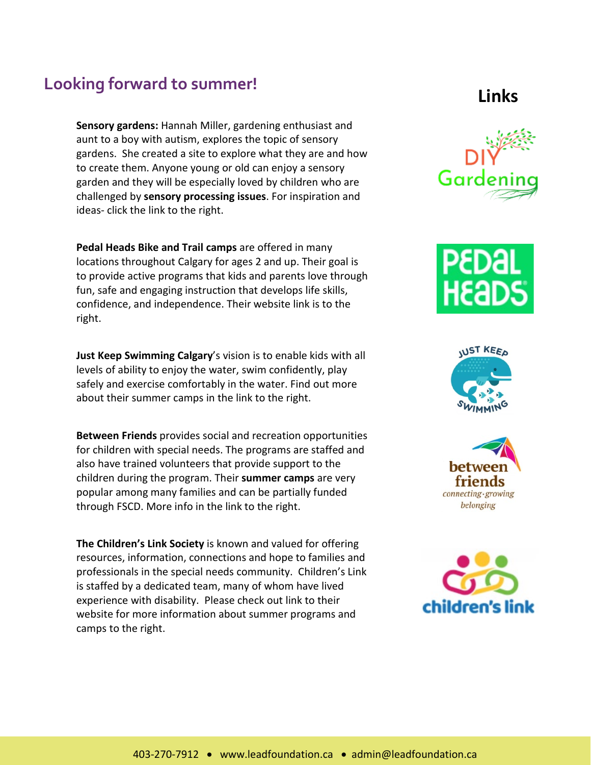## Looking forward to summer!

**Links**

**Sensory gardens:** Hannah Miller, gardening enthusiast and aunt to a boy with autism, explores the topic of sensory gardens. She created a site to explore what they are and how to create them. Anyone young or old can enjoy a sensory garden and they will be especially loved by children who are challenged by **sensory processing issues**. For inspiration and ideas- click the link to the right.

**Pedal Heads Bike and Trail camps** are offered in many locations throughout Calgary for ages 2 and up. Their goal is to provide active programs that kids and parents love through fun, safe and engaging instruction that develops life skills, confidence, and independence. Their website link is to the right.

**Just Keep Swimming Calgary**'s vision is to enable kids with all levels of ability to enjoy the water, swim confidently, play safely and exercise comfortably in the water. Find out more about their summer camps in the link to the right.

**Between Friends** provides social and recreation opportunities for children with special needs. The programs are staffed and also have trained volunteers that provide support to the children during the program. Their **summer camps** are very popular among many families and can be partially funded through FSCD. More info in the link to the right.

**The Children's Link Society** is known and valued for offering resources, information, connections and hope to families and professionals in the special needs community. Children's Link is staffed by a dedicated team, many of whom have lived experience with disability. Please check out link to their website for more information about summer programs and camps to the right.

403-270-7912 • www.leadfoundation.ca • admin@leadfoundation.ca